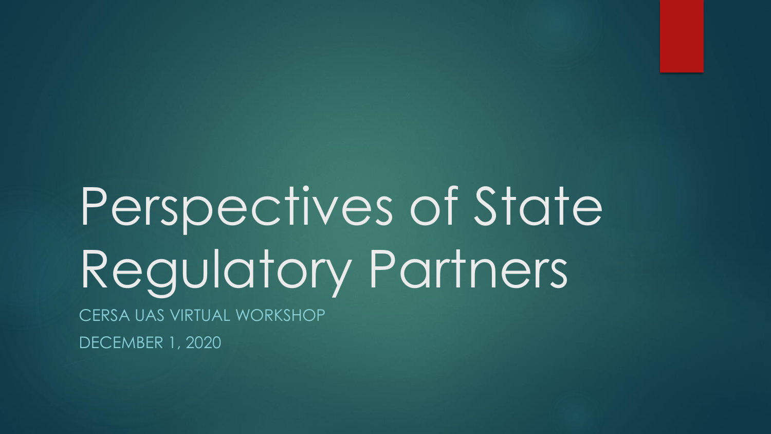# Perspectives of State Regulatory Partners

CERSA UAS VIRTUAL WORKSHOP

DECEMBER 1, 2020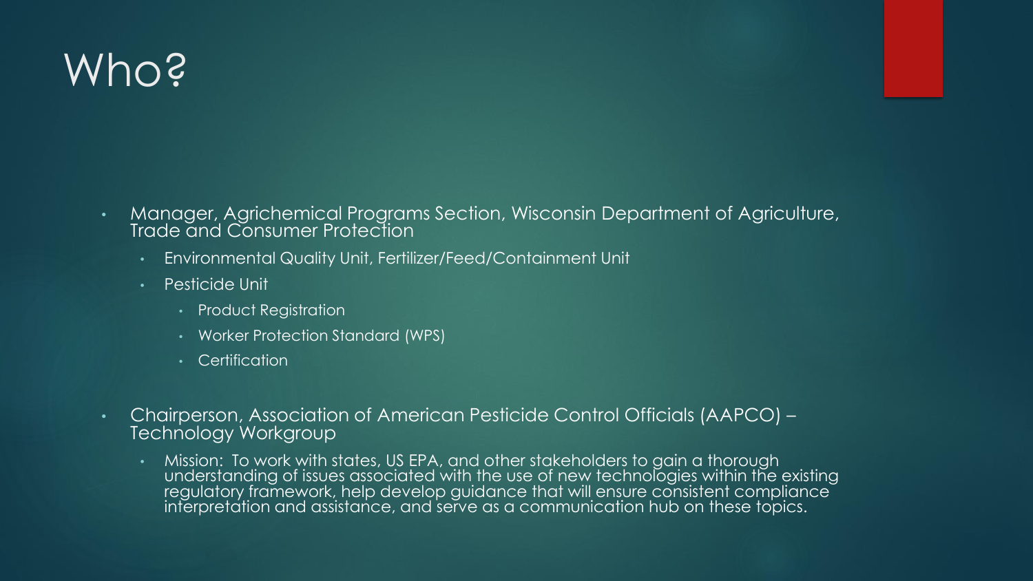# Who?

- Manager, Agrichemical Programs Section, Wisconsin Department of Agriculture, Trade and Consumer Protection
  - Environmental Quality Unit, Fertilizer/Feed/Containment Unit
  - Pesticide Unit
    - Product Registration
    - Worker Protection Standard (WPS)
    - Certification
- Chairperson, Association of American Pesticide Control Officials (AAPCO) – Technology Workgroup
  - Mission: To work with states, US EPA, and other stakeholders to gain a thorough understanding of issues associated with the use of new technologies within the existing regulatory framework, help develop guidance that will ensure consistent compliance interpretation and assistance, and serve as a communication hub on these topics.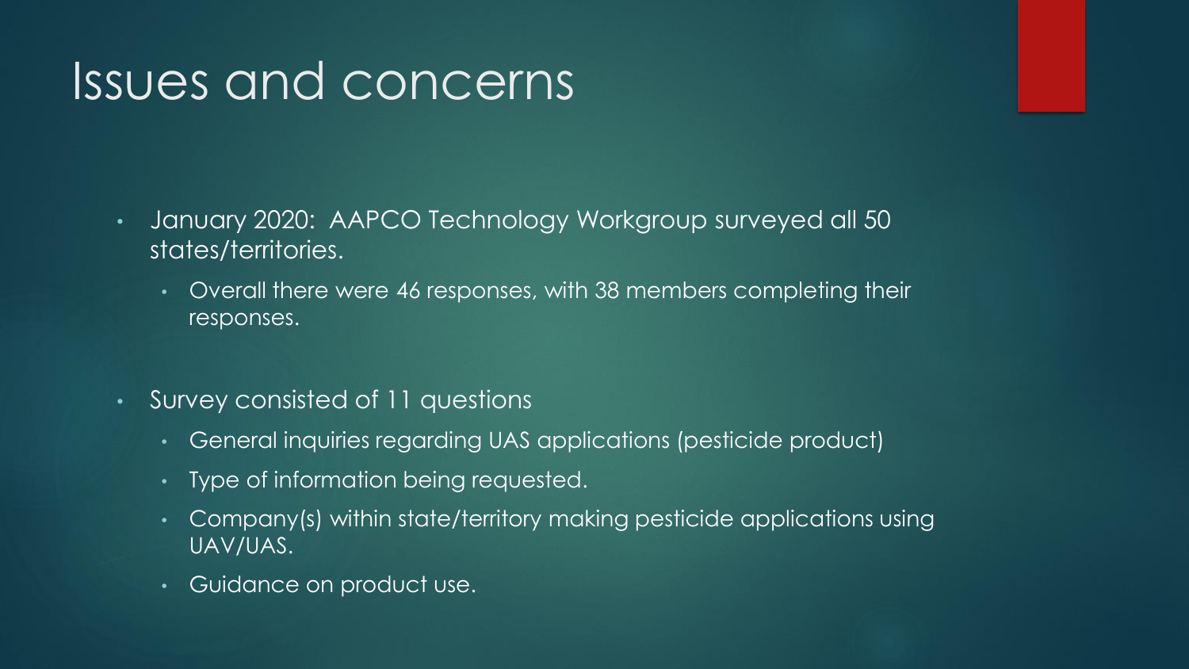# Issues and concerns

- January 2020: AAPCO Technology Workgroup surveyed all 50 states/territories.
  - Overall there were 46 responses, with 38 members completing their responses.
- Survey consisted of 11 questions
  - General inquiries regarding UAS applications (pesticide product)
  - Type of information being requested.
  - Company(s) within state/territory making pesticide applications using UAV/UAS.
  - Guidance on product use.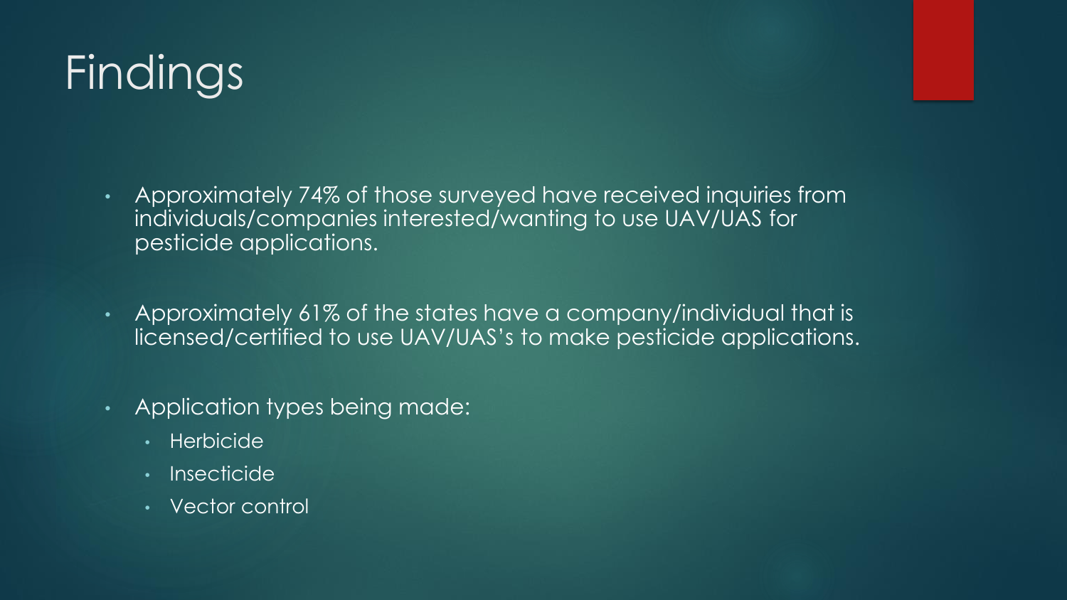# Findings

- Approximately 74% of those surveyed have received inquiries from individuals/companies interested/wanting to use UAV/UAS for pesticide applications.
- Approximately 61% of the states have a company/individual that is licensed/certified to use UAV/UAS's to make pesticide applications.
- Application types being made:
  - Herbicide
  - Insecticide
  - Vector control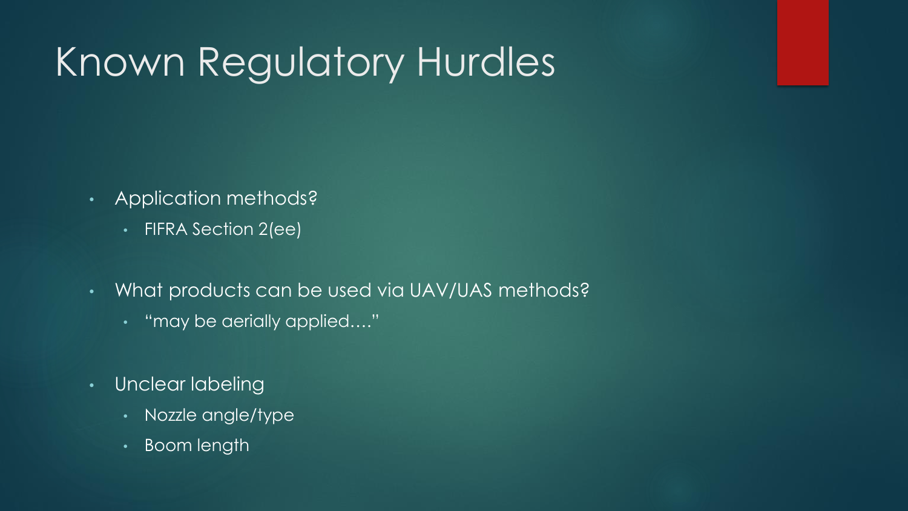# Known Regulatory Hurdles

- Application methods?
  - FIFRA Section 2(ee)
- What products can be used via UAV/UAS methods?
  - "may be aerially applied…."
- Unclear labeling
  - Nozzle angle/type
  - Boom length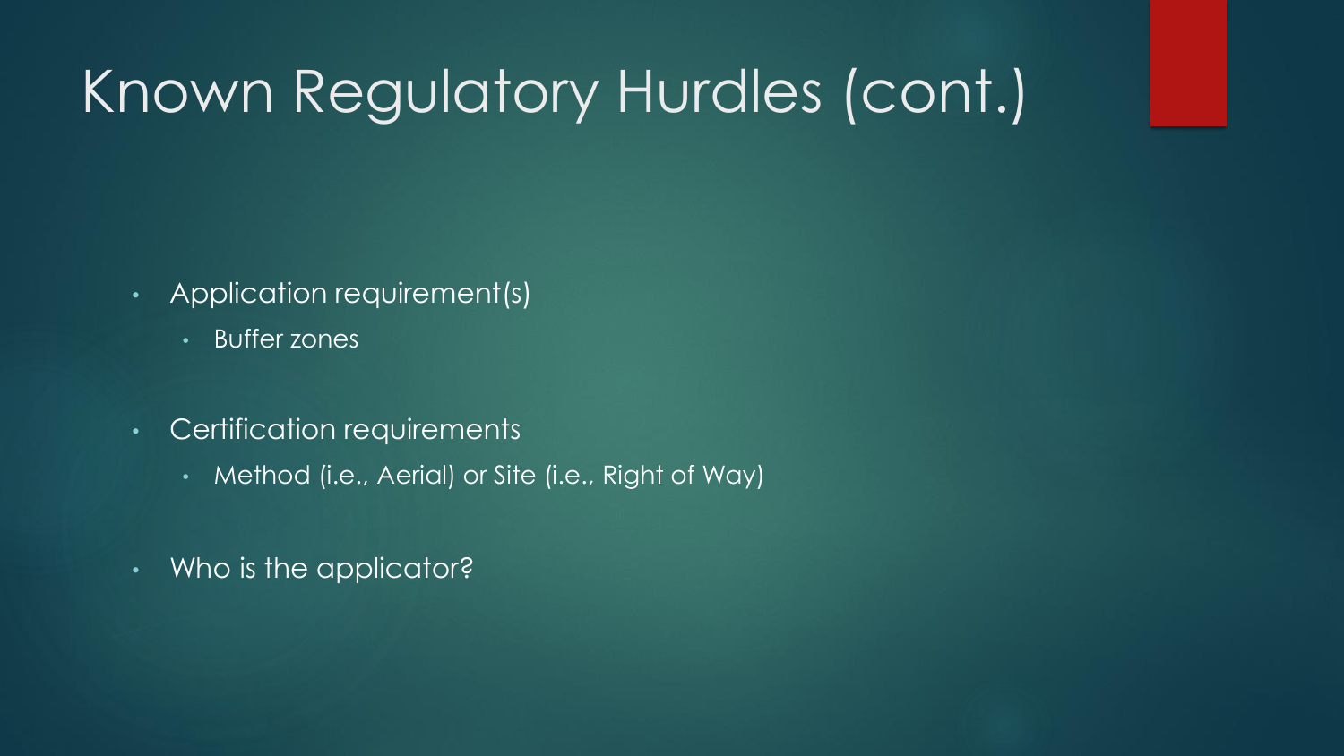# Known Regulatory Hurdles (cont.)

- Application requirement(s)
  - Buffer zones
- Certification requirements
  - Method (i.e., Aerial) or Site (i.e., Right of Way)
- Who is the applicator?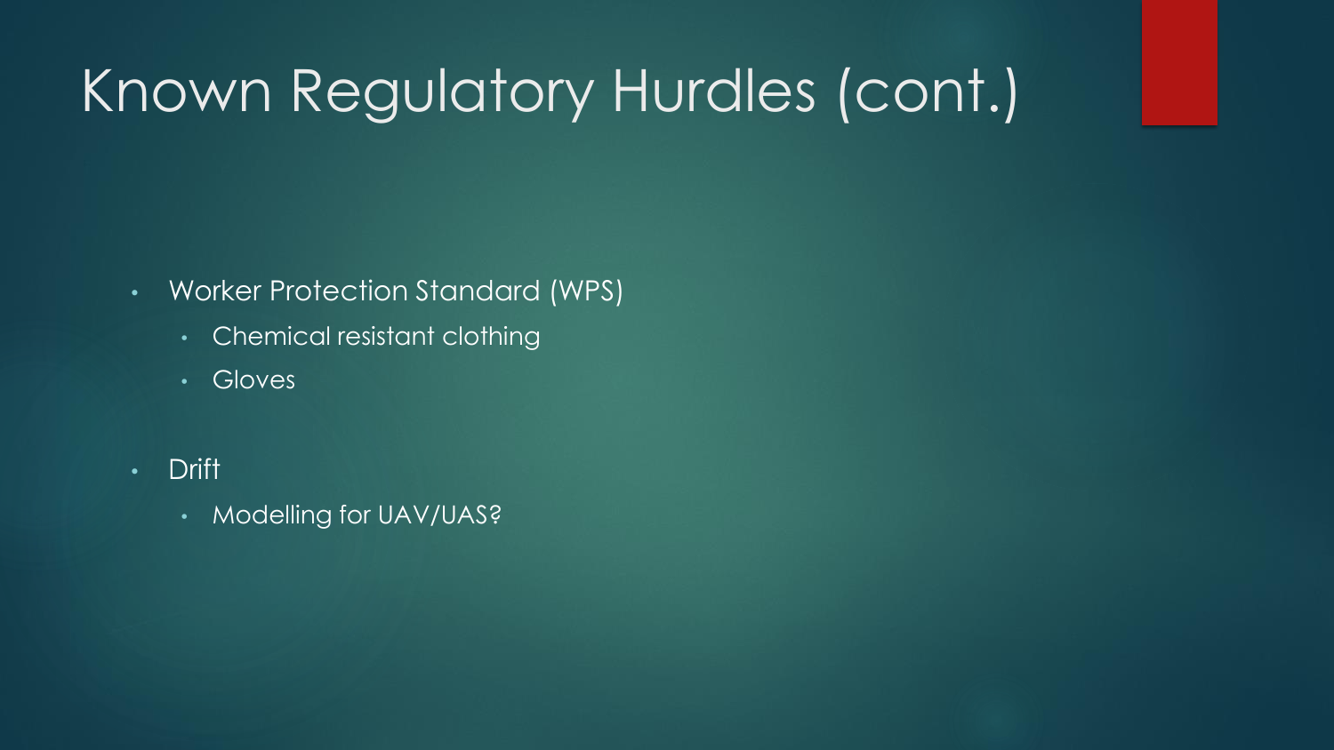# Known Regulatory Hurdles (cont.)

- Worker Protection Standard (WPS)
  - Chemical resistant clothing
  - Gloves
- Drift
  - Modelling for UAV/UAS?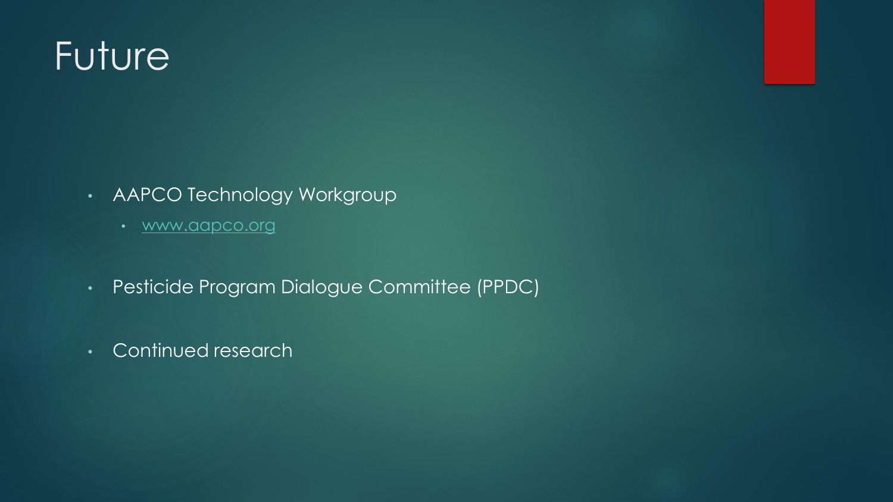# Future

- AAPCO Technology Workgroup
  - www.aapco.org
- Pesticide Program Dialogue Committee (PPDC)
- Continued research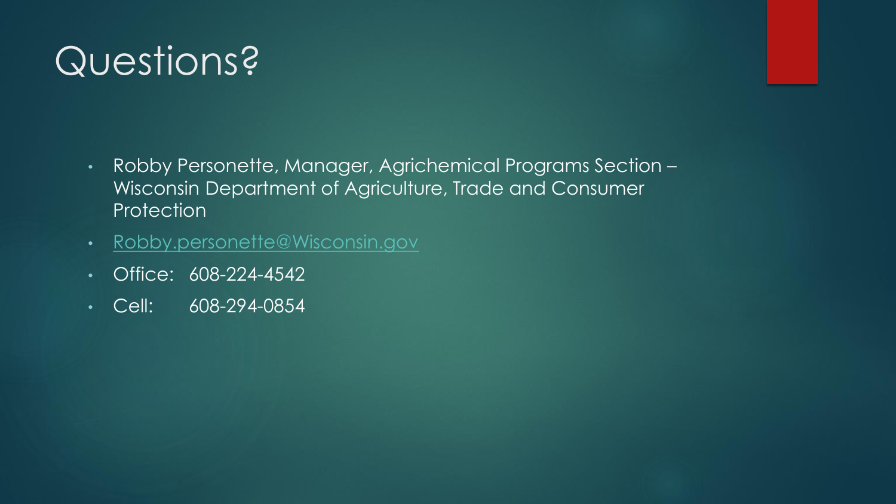# Questions?

- Robby Personette, Manager, Agrichemical Programs Section – Wisconsin Department of Agriculture, Trade and Consumer Protection
- Robby.personette@Wisconsin.gov
- Office: 608-224-4542
- Cell: 608-294-0854